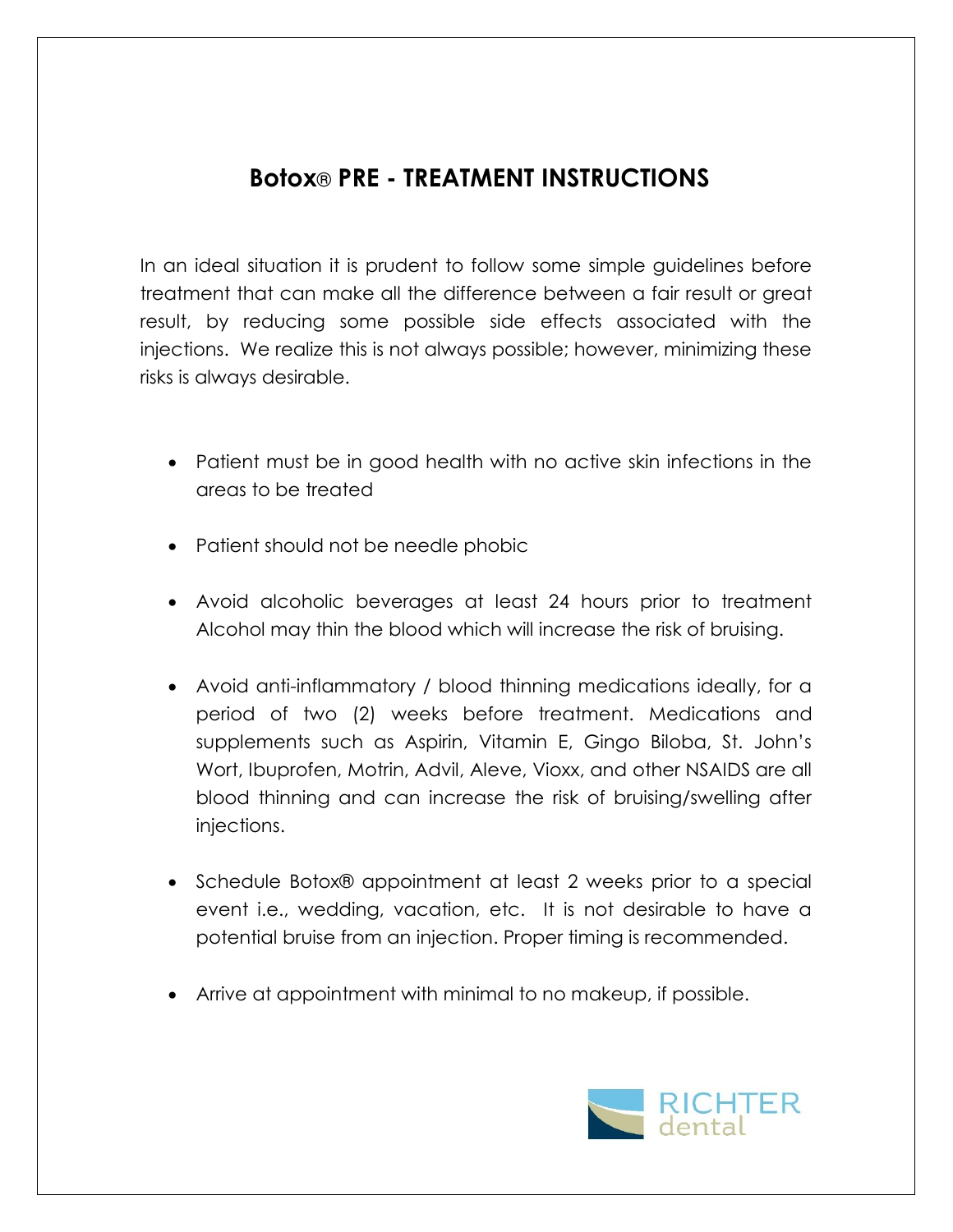# Botox® PRE - TREATMENT INSTRUCTIONS

In an ideal situation it is prudent to follow some simple guidelines before treatment that can make all the difference between a fair result or great result, by reducing some possible side effects associated with the injections. We realize this is not always possible; however, minimizing these risks is always desirable.

- Patient must be in good health with no active skin infections in the areas to be treated
- Patient should not be needle phobic
- Avoid alcoholic beverages at least 24 hours prior to treatment Alcohol may thin the blood which will increase the risk of bruising.
- Avoid anti-inflammatory / blood thinning medications ideally, for a period of two (2) weeks before treatment. Medications and supplements such as Aspirin, Vitamin E, Gingo Biloba, St. John's Wort, Ibuprofen, Motrin, Advil, Aleve, Vioxx, and other NSAIDS are all blood thinning and can increase the risk of bruising/swelling after injections.
- Schedule Botox® appointment at least 2 weeks prior to a special event i.e., wedding, vacation, etc. It is not desirable to have a potential bruise from an injection. Proper timing is recommended.
- Arrive at appointment with minimal to no makeup, if possible.

RICHTER dental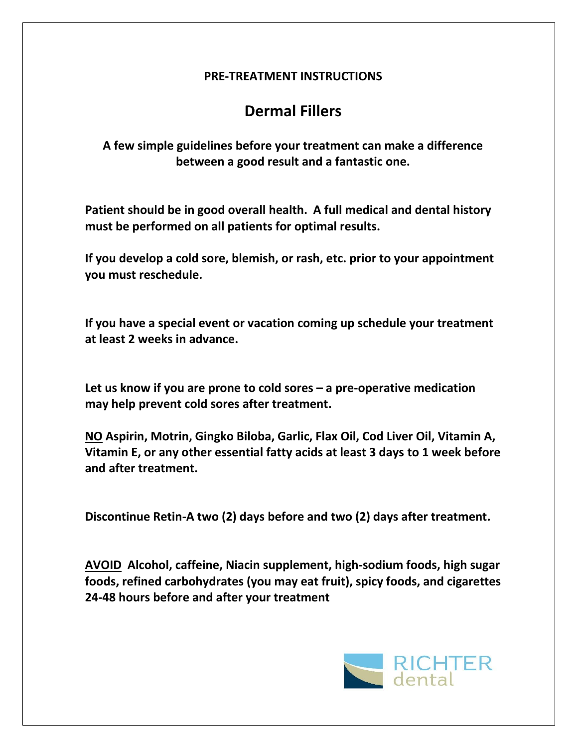**PRE-TREATMENT INSTRUCTIONS**

# Dermal Fillers

**A few simple guidelines before your treatment can make a difference between a good result and a fantastic one.**

**Patient should be in good overall health. A full medical and dental history must be performed on all patients for optimal results.**

**If you develop a cold sore, blemish, or rash, etc. prior to your appointment you must reschedule.**

**If you have a special event or vacation coming up schedule your treatment at least 2 weeks in advance.**

**Let us know if you are prone to cold sores – a pre-operative medication may help prevent cold sores after treatment.**

**<u>NO</u> Aspirin, Motrin, Gingko Biloba, Garlic, Flax Oil, Cod Liver Oil, Vitamin A, Vitamin E, or any other essential fatty acids at least 3 days to 1 week before and after treatment.**

**Discontinue Retin-A two (2) days before and two (2) days after treatment.**

**<u>AVOID</u> Alcohol, caffeine, Niacin supplement, high-sodium foods, high sugar foods, refined carbohydrates (you may eat fruit), spicy foods, and cigarettes 24-48 hours before and after your treatment**

RICHTER dental